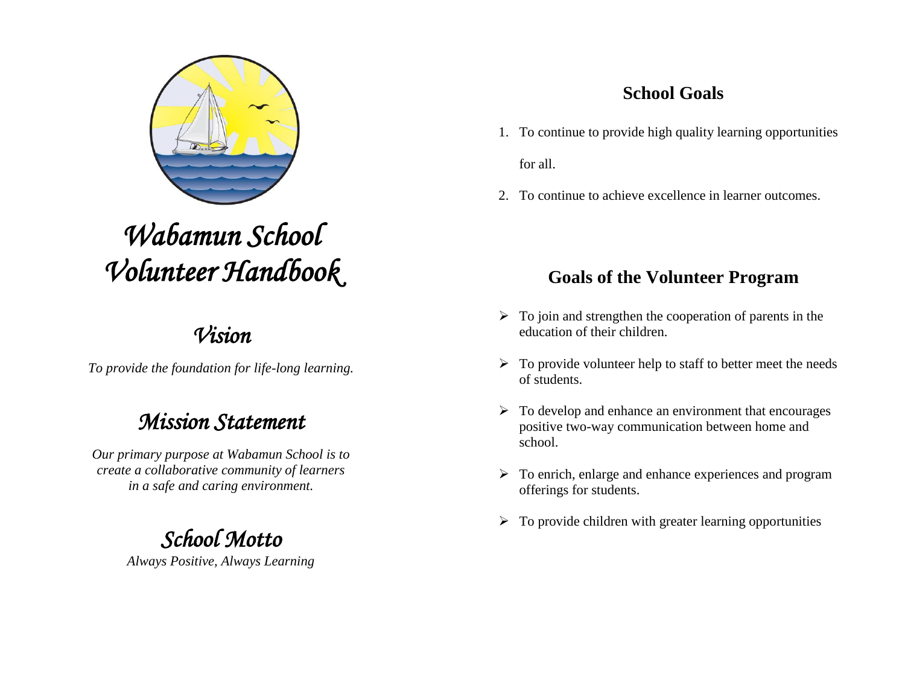# Wabamun School Volunteer Handbook

## *Vision*

*To provide the foundation for life-long learning.*

## *Mission Statement*

*Our primary purpose at Wabamun School is to create a collaborative community of learners in a safe and caring environment.*

## *School Motto*

*Always Positive, Always Learning*

## School Goals

1. To continue to provide high quality learning opportunities for all.
2. To continue to achieve excellence in learner outcomes.

## Goals of the Volunteer Program

- To join and strengthen the cooperation of parents in the education of their children.
- To provide volunteer help to staff to better meet the needs of students.
- To develop and enhance an environment that encourages positive two-way communication between home and school.
- To enrich, enlarge and enhance experiences and program offerings for students.
- To provide children with greater learning opportunities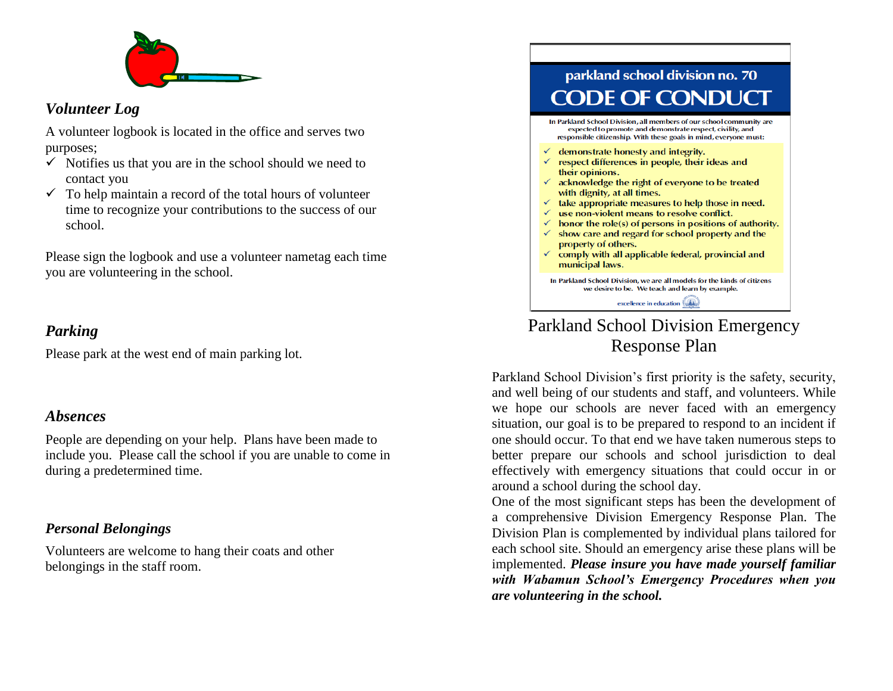### *Volunteer Log*

A volunteer logbook is located in the office and serves two purposes;

- ✓ Notifies us that you are in the school should we need to contact you
- ✓ To help maintain a record of the total hours of volunteer time to recognize your contributions to the success of our school.

Please sign the logbook and use a volunteer nametag each time you are volunteering in the school.

### *Parking*

Please park at the west end of main parking lot.

### *Absences*

People are depending on your help. Plans have been made to include you. Please call the school if you are unable to come in during a predetermined time.

### *Personal Belongings*

Volunteers are welcome to hang their coats and other belongings in the staff room.

## parkland school division no. 70

# CODE OF CONDUCT

In Parkland School Division, all members of our school community are expected to promote and demonstrate respect, civility, and responsible citizenship. With these goals in mind, everyone must:

- ✓ demonstrate honesty and integrity.
- ✓ respect differences in people, their ideas and their opinions.
- ✓ acknowledge the right of everyone to be treated with dignity, at all times.
- ✓ take appropriate measures to help those in need.
- ✓ use non-violent means to resolve conflict.
- ✓ honor the role(s) of persons in positions of authority.
- ✓ show care and regard for school property and the property of others.
- ✓ comply with all applicable federal, provincial and municipal laws.

In Parkland School Division, we are all models for the kinds of citizens we desire to be. We teach and learn by example.

excellence in education

## Parkland School Division Emergency Response Plan

Parkland School Division's first priority is the safety, security, and well being of our students and staff, and volunteers. While we hope our schools are never faced with an emergency situation, our goal is to be prepared to respond to an incident if one should occur. To that end we have taken numerous steps to better prepare our schools and school jurisdiction to deal effectively with emergency situations that could occur in or around a school during the school day.

One of the most significant steps has been the development of a comprehensive Division Emergency Response Plan. The Division Plan is complemented by individual plans tailored for each school site. Should an emergency arise these plans will be implemented. ***Please insure you have made yourself familiar with Wabamun School's Emergency Procedures when you are volunteering in the school.***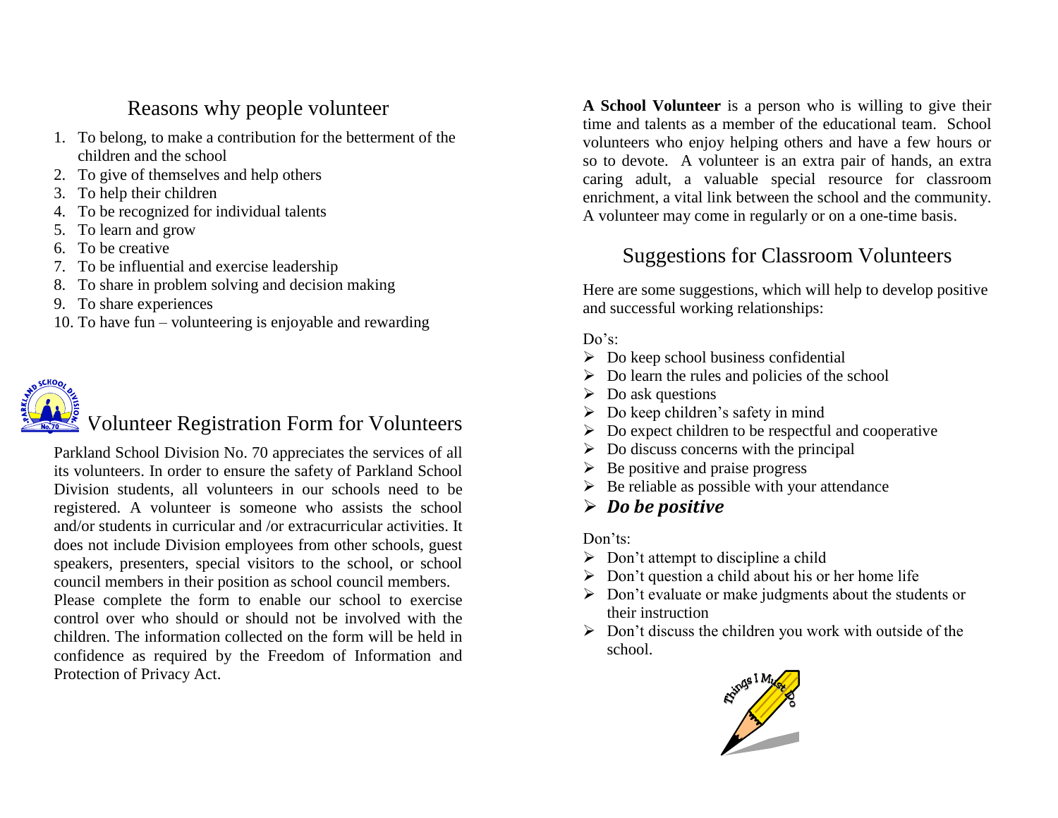## Reasons why people volunteer

1. To belong, to make a contribution for the betterment of the children and the school
2. To give of themselves and help others
3. To help their children
4. To be recognized for individual talents
5. To learn and grow
6. To be creative
7. To be influential and exercise leadership
8. To share in problem solving and decision making
9. To share experiences
10. To have fun – volunteering is enjoyable and rewarding

## Volunteer Registration Form for Volunteers

Parkland School Division No. 70 appreciates the services of all its volunteers. In order to ensure the safety of Parkland School Division students, all volunteers in our schools need to be registered. A volunteer is someone who assists the school and/or students in curricular and /or extracurricular activities. It does not include Division employees from other schools, guest speakers, presenters, special visitors to the school, or school council members in their position as school council members.

Please complete the form to enable our school to exercise control over who should or should not be involved with the children. The information collected on the form will be held in confidence as required by the Freedom of Information and Protection of Privacy Act.

**A School Volunteer** is a person who is willing to give their time and talents as a member of the educational team. School volunteers who enjoy helping others and have a few hours or so to devote. A volunteer is an extra pair of hands, an extra caring adult, a valuable special resource for classroom enrichment, a vital link between the school and the community. A volunteer may come in regularly or on a one-time basis.

## Suggestions for Classroom Volunteers

Here are some suggestions, which will help to develop positive and successful working relationships:

Do's:

- Do keep school business confidential
- Do learn the rules and policies of the school
- Do ask questions
- Do keep children's safety in mind
- Do expect children to be respectful and cooperative
- Do discuss concerns with the principal
- Be positive and praise progress
- Be reliable as possible with your attendance
- ***Do be positive***

Don'ts:

- Don't attempt to discipline a child
- Don't question a child about his or her home life
- Don't evaluate or make judgments about the students or their instruction
- Don't discuss the children you work with outside of the school.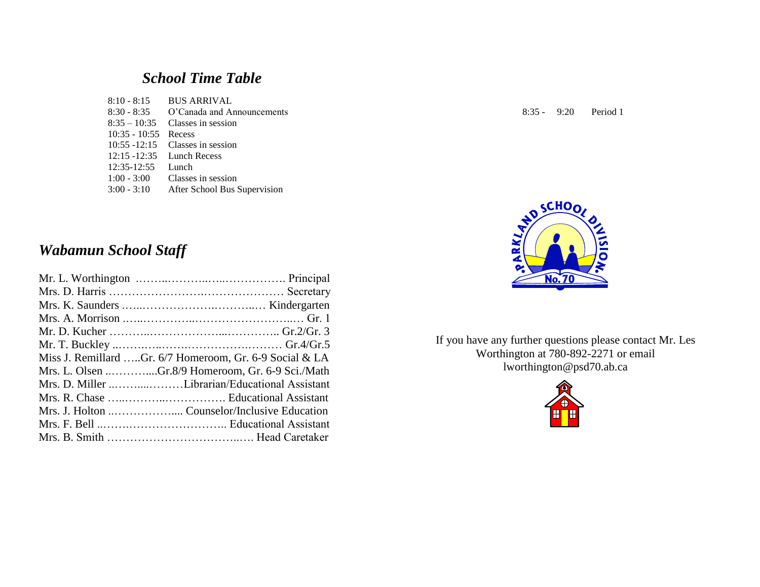## *School Time Table*

| | |
|---|---|
| 8:10 - 8:15 | BUS ARRIVAL |
| 8:30 - 8:35 | O'Canada and Announcements |
| 8:35 – 10:35 | Classes in session |
| 10:35 - 10:55 | Recess |
| 10:55 -12:15 | Classes in session |
| 12:15 -12:35 | Lunch Recess |
| 12:35-12:55 | Lunch |
| 1:00 - 3:00 | Classes in session |
| 3:00 - 3:10 | After School Bus Supervision |

## *Wabamun School Staff*

Mr. L. Worthington ……..………..…..……………. Principal
Mrs. D. Harris ……………………..………………… Secretary
Mrs. K. Saunders …...……………….………..… Kindergarten
Mrs. A. Morrison ..…..…………..……………………..… Gr. 1
Mr. D. Kucher ………..………………....………….. Gr.2/Gr. 3
Mr. T. Buckley ..…….…..…….……………..……… Gr.4/Gr.5
Miss J. Remillard …..Gr. 6/7 Homeroom, Gr. 6-9 Social & LA
Mrs. L. Olsen ..………....Gr.8/9 Homeroom, Gr. 6-9 Sci./Math
Mrs. D. Miller ..……...………Librarian/Educational Assistant
Mrs. R. Chase …..………..……………. Educational Assistant
Mrs. J. Holton ..…………….... Counselor/Inclusive Education
Mrs. F. Bell ..…….…………………….. Educational Assistant
Mrs. B. Smith ……………………………..…. Head Caretaker

8:35 - 9:20 Period 1

PARKLAND SCHOOL DIVISION No. 70

If you have any further questions please contact Mr. Les Worthington at 780-892-2271 or email lworthington@psd70.ab.ca